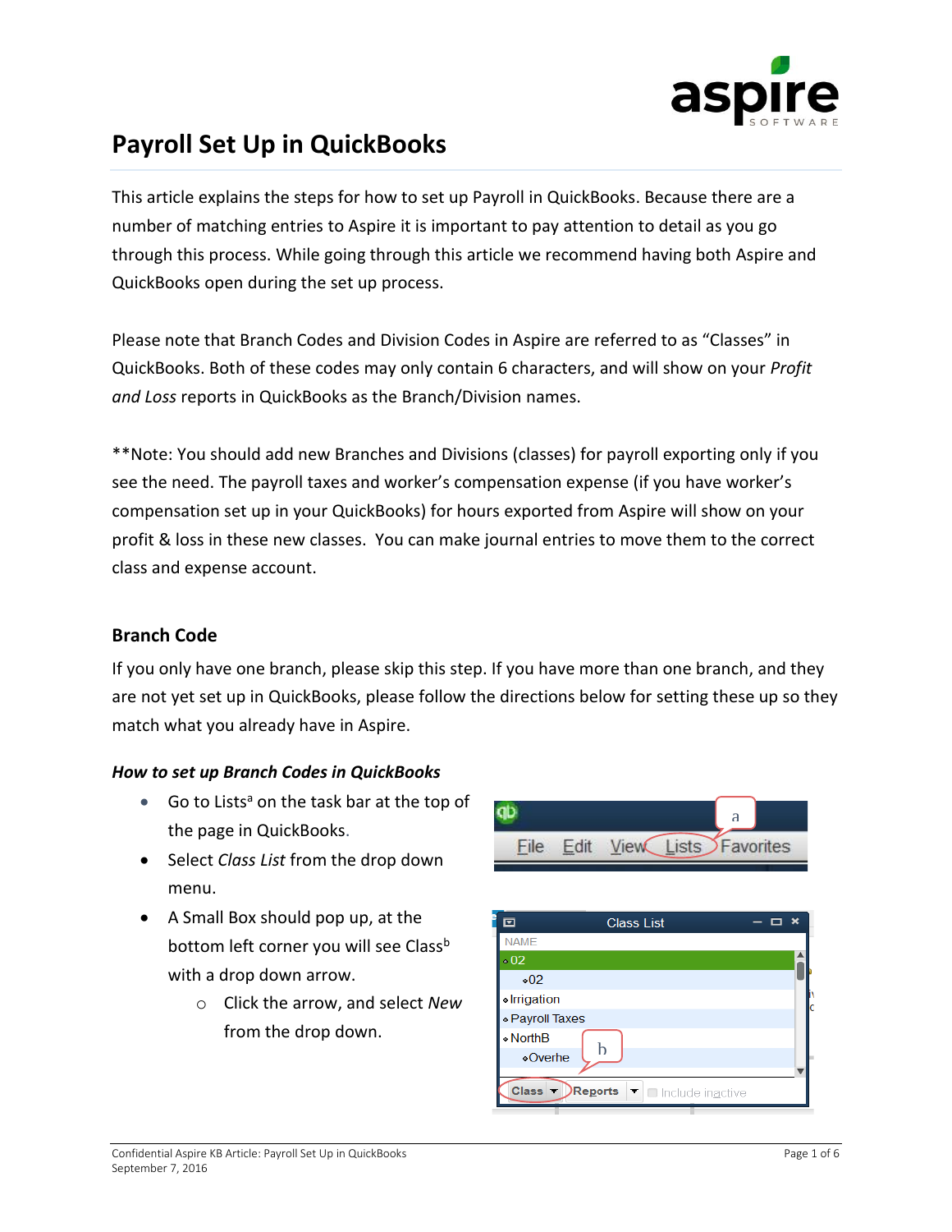# Payroll Set Up in QuickBooks

This article explains the steps for how to set up Payroll in QuickBooks. Because there are a number of matching entries to Aspire it is important to pay attention to detail as you go through this process. While going through this article we recommend having both Aspire and QuickBooks open during the set up process.

Please note that Branch Codes and Division Codes in Aspire are referred to as "Classes" in QuickBooks. Both of these codes may only contain 6 characters, and will show on your *Profit and Loss* reports in QuickBooks as the Branch/Division names.

**Note: You should add new Branches and Divisions (classes) for payroll exporting only if you see the need. The payroll taxes and worker's compensation expense (if you have worker's compensation set up in your QuickBooks) for hours exported from Aspire will show on your profit & loss in these new classes. You can make journal entries to move them to the correct class and expense account.

## Branch Code

If you only have one branch, please skip this step. If you have more than one branch, and they are not yet set up in QuickBooks, please follow the directions below for setting these up so they match what you already have in Aspire.

### *How to set up Branch Codes in QuickBooks*

- Go to Lists[a] on the task bar at the top of the page in QuickBooks.
- Select *Class List* from the drop down menu.
- A Small Box should pop up, at the bottom left corner you will see Class[b] with a drop down arrow.
  - Click the arrow, and select *New* from the drop down.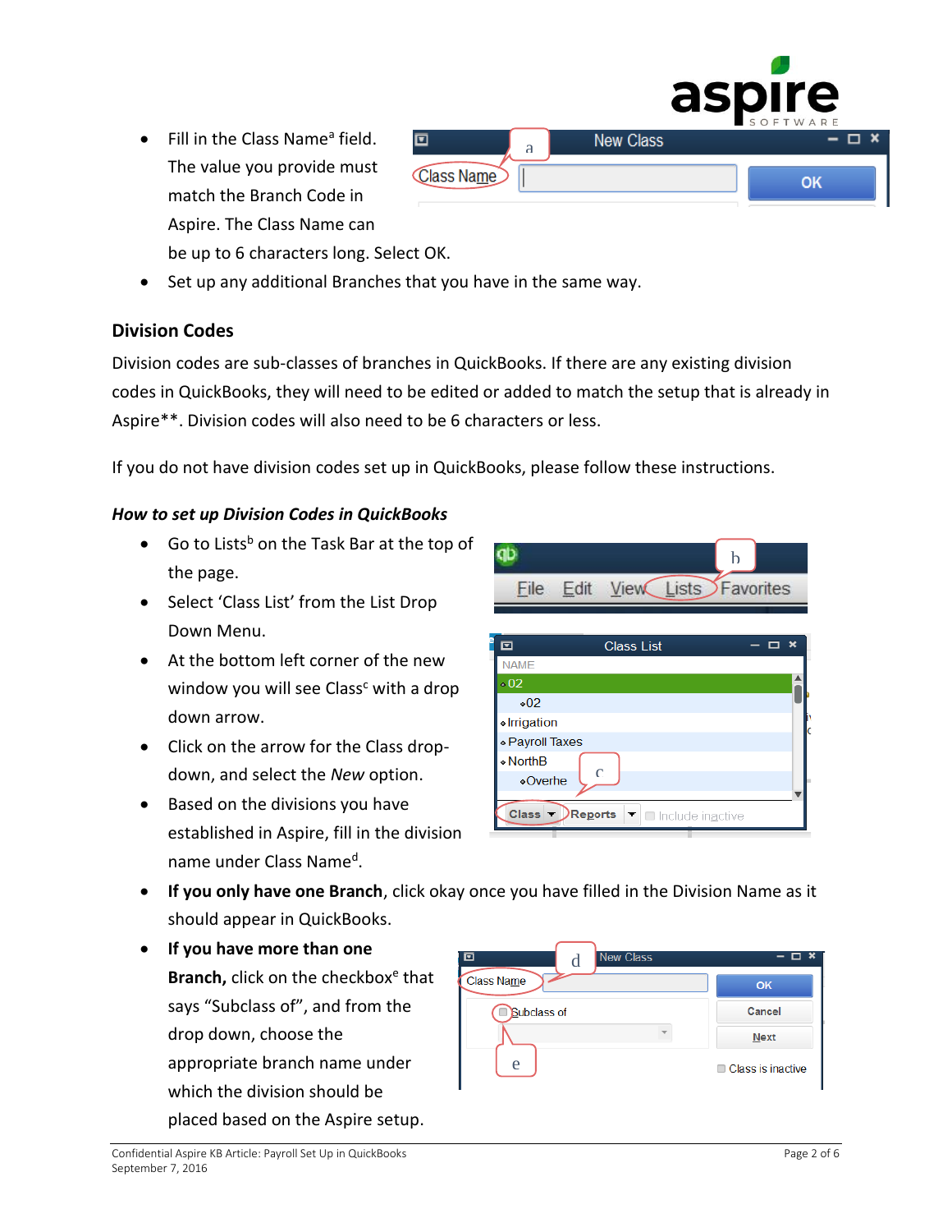- Fill in the Class Name[a] field. The value you provide must match the Branch Code in Aspire. The Class Name can be up to 6 characters long. Select OK.
- Set up any additional Branches that you have in the same way.

## Division Codes

Division codes are sub-classes of branches in QuickBooks. If there are any existing division codes in QuickBooks, they will need to be edited or added to match the setup that is already in Aspire**. Division codes will also need to be 6 characters or less.

If you do not have division codes set up in QuickBooks, please follow these instructions.

### *How to set up Division Codes in QuickBooks*

- Go to Lists[b] on the Task Bar at the top of the page.
- Select 'Class List' from the List Drop Down Menu.
- At the bottom left corner of the new window you will see Class[c] with a drop down arrow.
- Click on the arrow for the Class drop-down, and select the *New* option.
- Based on the divisions you have established in Aspire, fill in the division name under Class Name[d].
- **If you only have one Branch**, click okay once you have filled in the Division Name as it should appear in QuickBooks.
- **If you have more than one Branch,** click on the checkbox[e] that says "Subclass of", and from the drop down, choose the appropriate branch name under which the division should be placed based on the Aspire setup.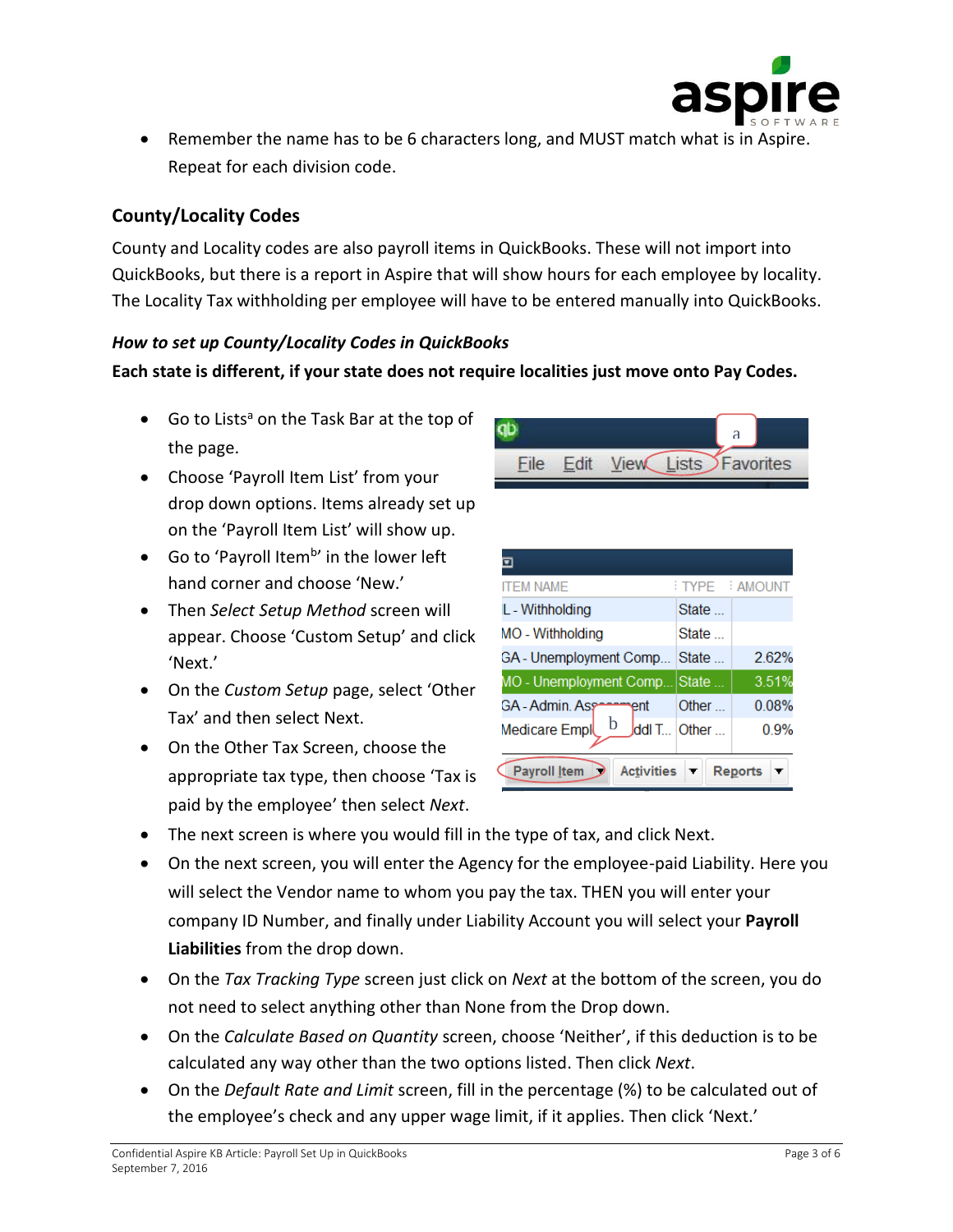- Remember the name has to be 6 characters long, and MUST match what is in Aspire. Repeat for each division code.

## County/Locality Codes

County and Locality codes are also payroll items in QuickBooks. These will not import into QuickBooks, but there is a report in Aspire that will show hours for each employee by locality. The Locality Tax withholding per employee will have to be entered manually into QuickBooks.

### *How to set up County/Locality Codes in QuickBooks*

**Each state is different, if your state does not require localities just move onto Pay Codes.**

- Go to Lists[a] on the Task Bar at the top of the page.
- Choose 'Payroll Item List' from your drop down options. Items already set up on the 'Payroll Item List' will show up.
- Go to 'Payroll Item[b]' in the lower left hand corner and choose 'New.'
- Then *Select Setup Method* screen will appear. Choose 'Custom Setup' and click 'Next.'
- On the *Custom Setup* page, select 'Other Tax' and then select Next.
- On the Other Tax Screen, choose the appropriate tax type, then choose 'Tax is paid by the employee' then select *Next*.
- The next screen is where you would fill in the type of tax, and click Next.
- On the next screen, you will enter the Agency for the employee-paid Liability. Here you will select the Vendor name to whom you pay the tax. THEN you will enter your company ID Number, and finally under Liability Account you will select your **Payroll Liabilities** from the drop down.
- On the *Tax Tracking Type* screen just click on *Next* at the bottom of the screen, you do not need to select anything other than None from the Drop down.
- On the *Calculate Based on Quantity* screen, choose 'Neither', if this deduction is to be calculated any way other than the two options listed. Then click *Next*.
- On the *Default Rate and Limit* screen, fill in the percentage (%) to be calculated out of the employee's check and any upper wage limit, if it applies. Then click 'Next.'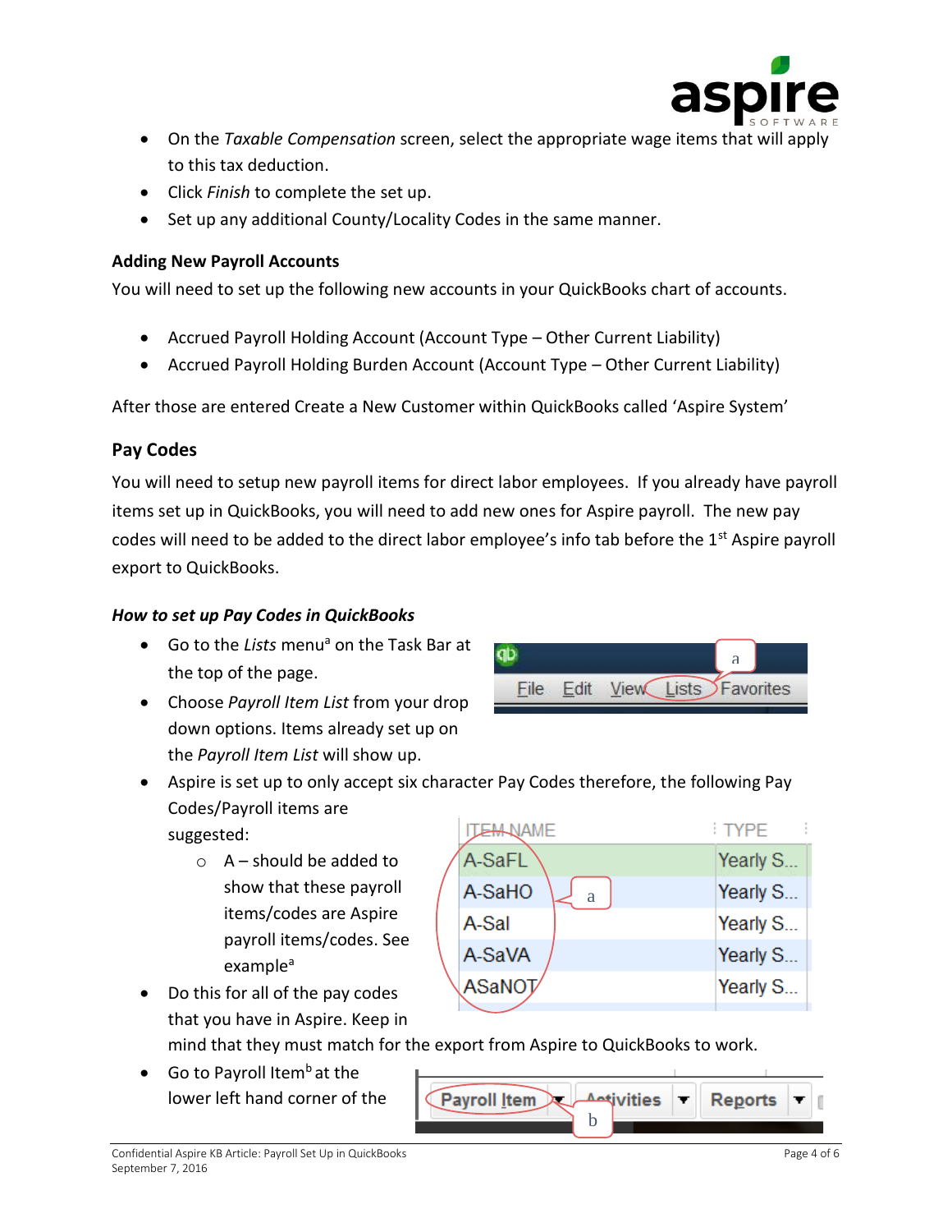- On the *Taxable Compensation* screen, select the appropriate wage items that will apply to this tax deduction.
- Click *Finish* to complete the set up.
- Set up any additional County/Locality Codes in the same manner.

**Adding New Payroll Accounts**

You will need to set up the following new accounts in your QuickBooks chart of accounts.

- Accrued Payroll Holding Account (Account Type – Other Current Liability)
- Accrued Payroll Holding Burden Account (Account Type – Other Current Liability)

After those are entered Create a New Customer within QuickBooks called 'Aspire System'

## Pay Codes

You will need to setup new payroll items for direct labor employees. If you already have payroll items set up in QuickBooks, you will need to add new ones for Aspire payroll. The new pay codes will need to be added to the direct labor employee's info tab before the 1st Aspire payroll export to QuickBooks.

### *How to set up Pay Codes in QuickBooks*

- Go to the *Lists* menu[a] on the Task Bar at the top of the page.
- Choose *Payroll Item List* from your drop down options. Items already set up on the *Payroll Item List* will show up.
- Aspire is set up to only accept six character Pay Codes therefore, the following Pay Codes/Payroll items are suggested:
    - A – should be added to show that these payroll items/codes are Aspire payroll items/codes. See example[a]
- Do this for all of the pay codes that you have in Aspire. Keep in mind that they must match for the export from Aspire to QuickBooks to work.
- Go to Payroll Item[b] at the lower left hand corner of the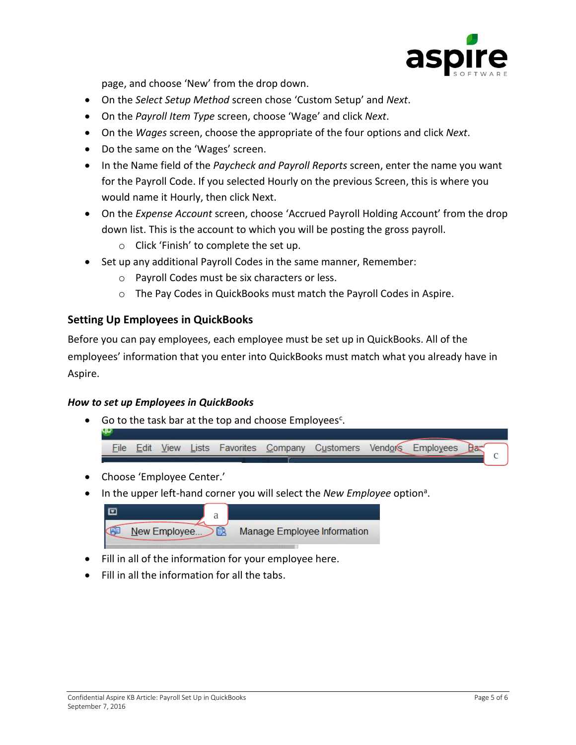page, and choose 'New' from the drop down.

- On the *Select Setup Method* screen chose 'Custom Setup' and *Next*.
- On the *Payroll Item Type* screen, choose 'Wage' and click *Next*.
- On the *Wages* screen, choose the appropriate of the four options and click *Next*.
- Do the same on the 'Wages' screen.
- In the Name field of the *Paycheck and Payroll Reports* screen, enter the name you want for the Payroll Code. If you selected Hourly on the previous Screen, this is where you would name it Hourly, then click Next.
- On the *Expense Account* screen, choose 'Accrued Payroll Holding Account' from the drop down list. This is the account to which you will be posting the gross payroll.
  - Click 'Finish' to complete the set up.
- Set up any additional Payroll Codes in the same manner, Remember:
  - Payroll Codes must be six characters or less.
  - The Pay Codes in QuickBooks must match the Payroll Codes in Aspire.

### Setting Up Employees in QuickBooks

Before you can pay employees, each employee must be set up in QuickBooks. All of the employees' information that you enter into QuickBooks must match what you already have in Aspire.

#### *How to set up Employees in QuickBooks*

- Go to the task bar at the top and choose Employees[c].
- Choose 'Employee Center.'
- In the upper left-hand corner you will select the *New Employee* option[a].
- Fill in all of the information for your employee here.
- Fill in all the information for all the tabs.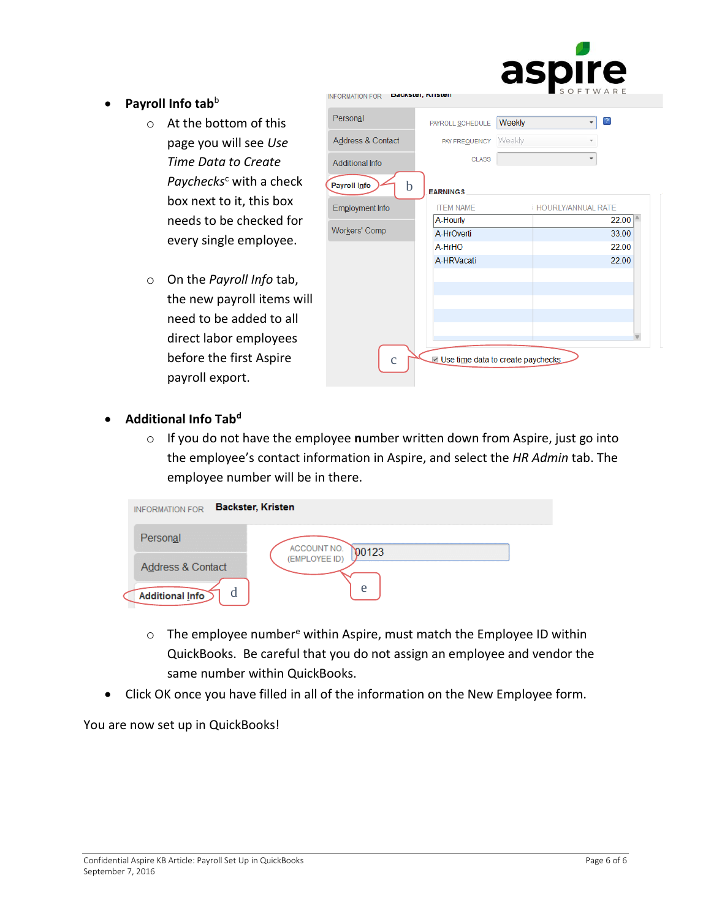- **Payroll Info tab**[b]
  - At the bottom of this page you will see *Use Time Data to Create Paychecks*[c] with a check box next to it, this box needs to be checked for every single employee.
  - On the *Payroll Info* tab, the new payroll items will need to be added to all direct labor employees before the first Aspire payroll export.

- **Additional Info Tab**[d]
  - If you do not have the employee **n**umber written down from Aspire, just go into the employee's contact information in Aspire, and select the *HR Admin* tab. The employee number will be in there.
  - The employee number[e] within Aspire, must match the Employee ID within QuickBooks. Be careful that you do not assign an employee and vendor the same number within QuickBooks.
- Click OK once you have filled in all of the information on the New Employee form.

You are now set up in QuickBooks!